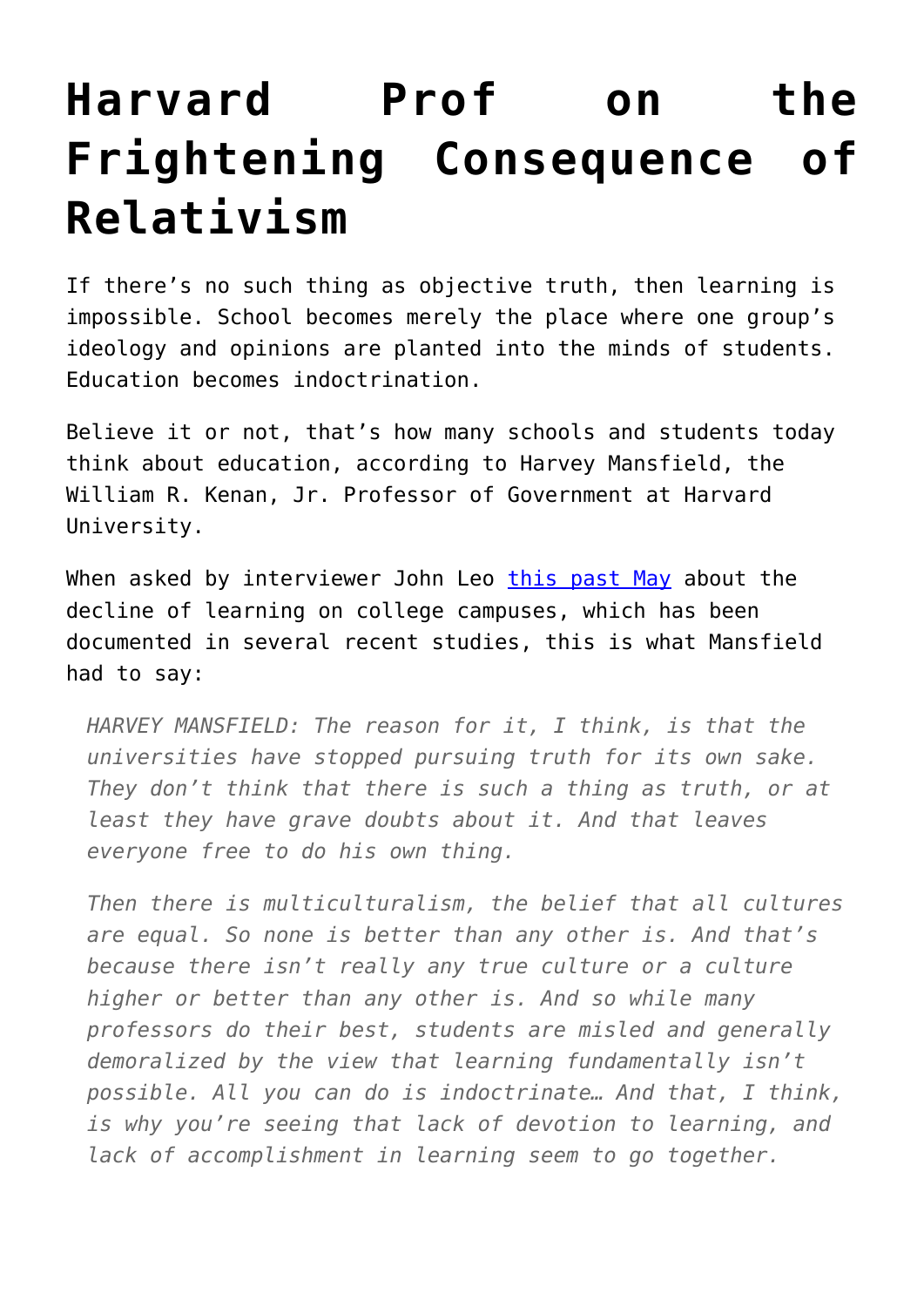# Harvard Prof on the Frightening Consequence of Relativism

If there's no such thing as objective truth, then learning is impossible. School becomes merely the place where one group's ideology and opinions are planted into the minds of students. Education becomes indoctrination.

Believe it or not, that's how many schools and students today think about education, according to Harvey Mansfield, the William R. Kenan, Jr. Professor of Government at Harvard University.

When asked by interviewer John Leo [this past May]() about the decline of learning on college campuses, which has been documented in several recent studies, this is what Mansfield had to say:

> *HARVEY MANSFIELD: The reason for it, I think, is that the universities have stopped pursuing truth for its own sake. They don't think that there is such a thing as truth, or at least they have grave doubts about it. And that leaves everyone free to do his own thing.*
>
> *Then there is multiculturalism, the belief that all cultures are equal. So none is better than any other is. And that's because there isn't really any true culture or a culture higher or better than any other is. And so while many professors do their best, students are misled and generally demoralized by the view that learning fundamentally isn't possible. All you can do is indoctrinate… And that, I think, is why you're seeing that lack of devotion to learning, and lack of accomplishment in learning seem to go together.*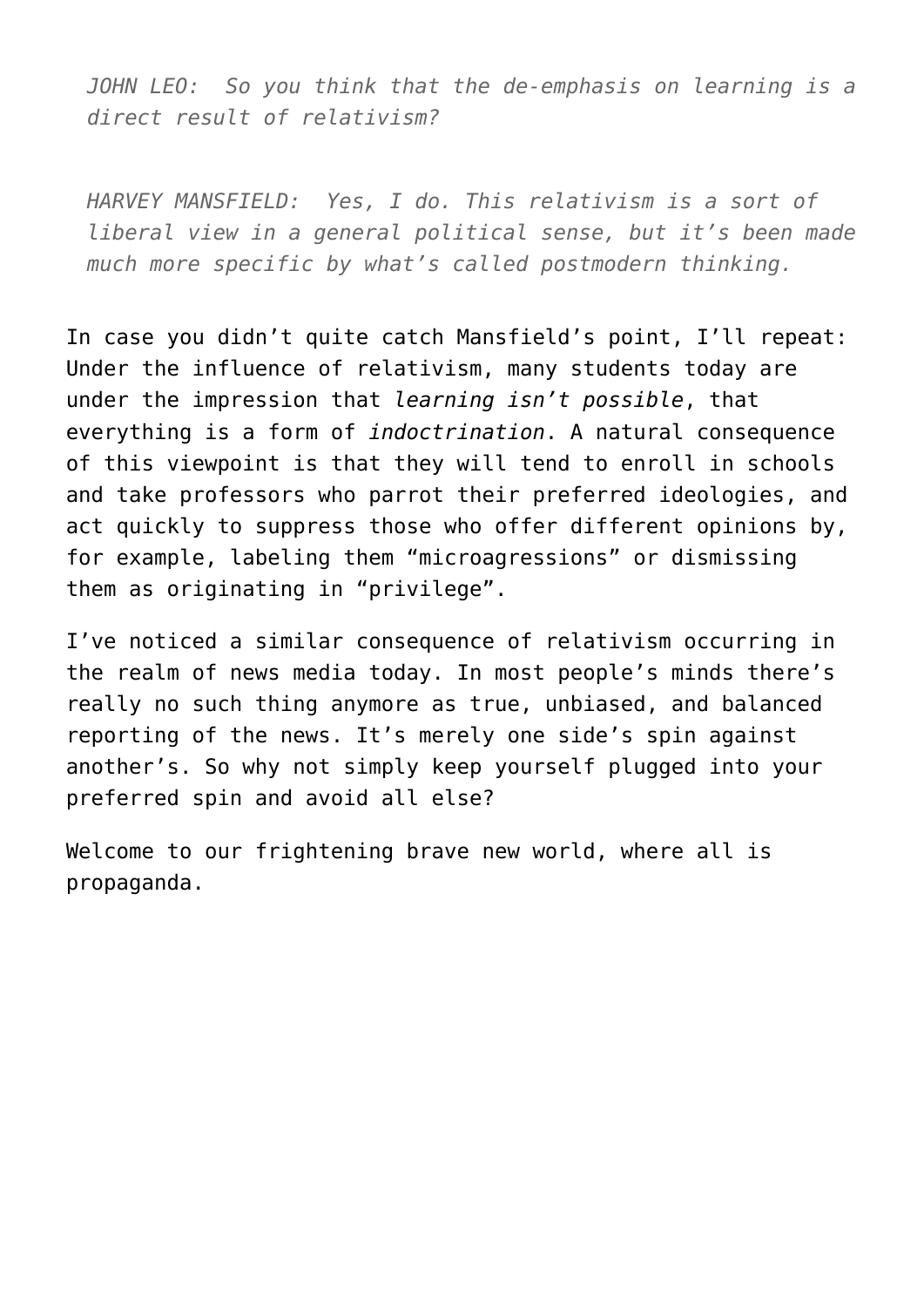*JOHN LEO: So you think that the de-emphasis on learning is a direct result of relativism?*

*HARVEY MANSFIELD: Yes, I do. This relativism is a sort of liberal view in a general political sense, but it's been made much more specific by what's called postmodern thinking.*

In case you didn't quite catch Mansfield's point, I'll repeat: Under the influence of relativism, many students today are under the impression that *learning isn't possible*, that everything is a form of *indoctrination*. A natural consequence of this viewpoint is that they will tend to enroll in schools and take professors who parrot their preferred ideologies, and act quickly to suppress those who offer different opinions by, for example, labeling them "microagressions" or dismissing them as originating in "privilege".

I've noticed a similar consequence of relativism occurring in the realm of news media today. In most people's minds there's really no such thing anymore as true, unbiased, and balanced reporting of the news. It's merely one side's spin against another's. So why not simply keep yourself plugged into your preferred spin and avoid all else?

Welcome to our frightening brave new world, where all is propaganda.